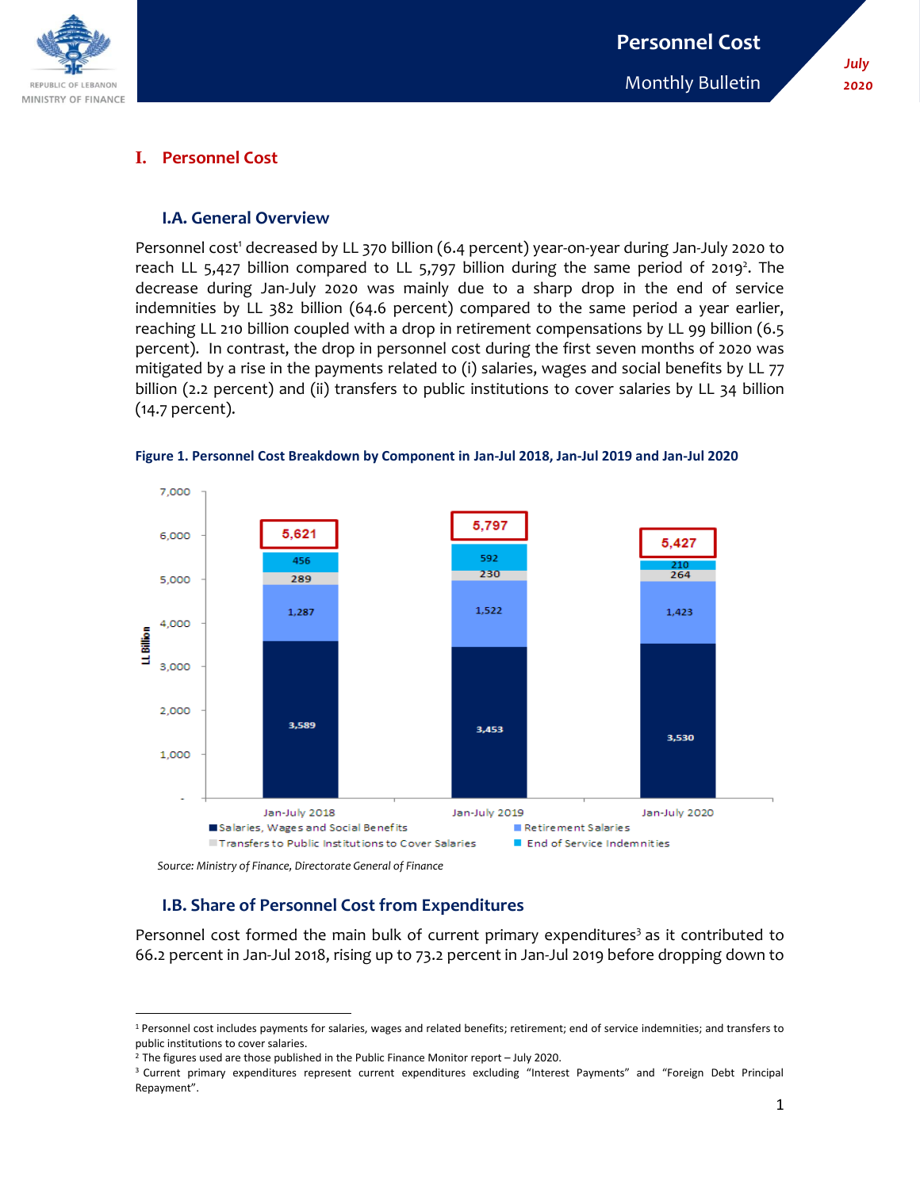# I. Personnel Cost

## I.A. General Overview

Personnel cost[1] decreased by LL 370 billion (6.4 percent) year-on-year during Jan-July 2020 to reach LL 5,427 billion compared to LL 5,797 billion during the same period of 2019[2]. The decrease during Jan-July 2020 was mainly due to a sharp drop in the end of service indemnities by LL 382 billion (64.6 percent) compared to the same period a year earlier, reaching LL 210 billion coupled with a drop in retirement compensations by LL 99 billion (6.5 percent). In contrast, the drop in personnel cost during the first seven months of 2020 was mitigated by a rise in the payments related to (i) salaries, wages and social benefits by LL 77 billion (2.2 percent) and (ii) transfers to public institutions to cover salaries by LL 34 billion (14.7 percent).

**Figure 1. Personnel Cost Breakdown by Component in Jan-Jul 2018, Jan-Jul 2019 and Jan-Jul 2020**

| LL Billion | Jan-July 2018 | Jan-July 2019 | Jan-July 2020 |
|---|---|---|---|
| Salaries, Wages and Social Benefits | 3,589 | 3,453 | 3,530 |
| Retirement Salaries | 1,287 | 1,522 | 1,423 |
| Transfers to Public Institutions to Cover Salaries | 289 | 230 | 264 |
| End of Service Indemnities | 456 | 592 | 210 |
| Total | 5,621 | 5,797 | 5,427 |

*Source: Ministry of Finance, Directorate General of Finance*

## I.B. Share of Personnel Cost from Expenditures

Personnel cost formed the main bulk of current primary expenditures[3] as it contributed to 66.2 percent in Jan-Jul 2018, rising up to 73.2 percent in Jan-Jul 2019 before dropping down to

---

[1] Personnel cost includes payments for salaries, wages and related benefits; retirement; end of service indemnities; and transfers to public institutions to cover salaries.

[2] The figures used are those published in the Public Finance Monitor report – July 2020.

[3] Current primary expenditures represent current expenditures excluding "Interest Payments" and "Foreign Debt Principal Repayment".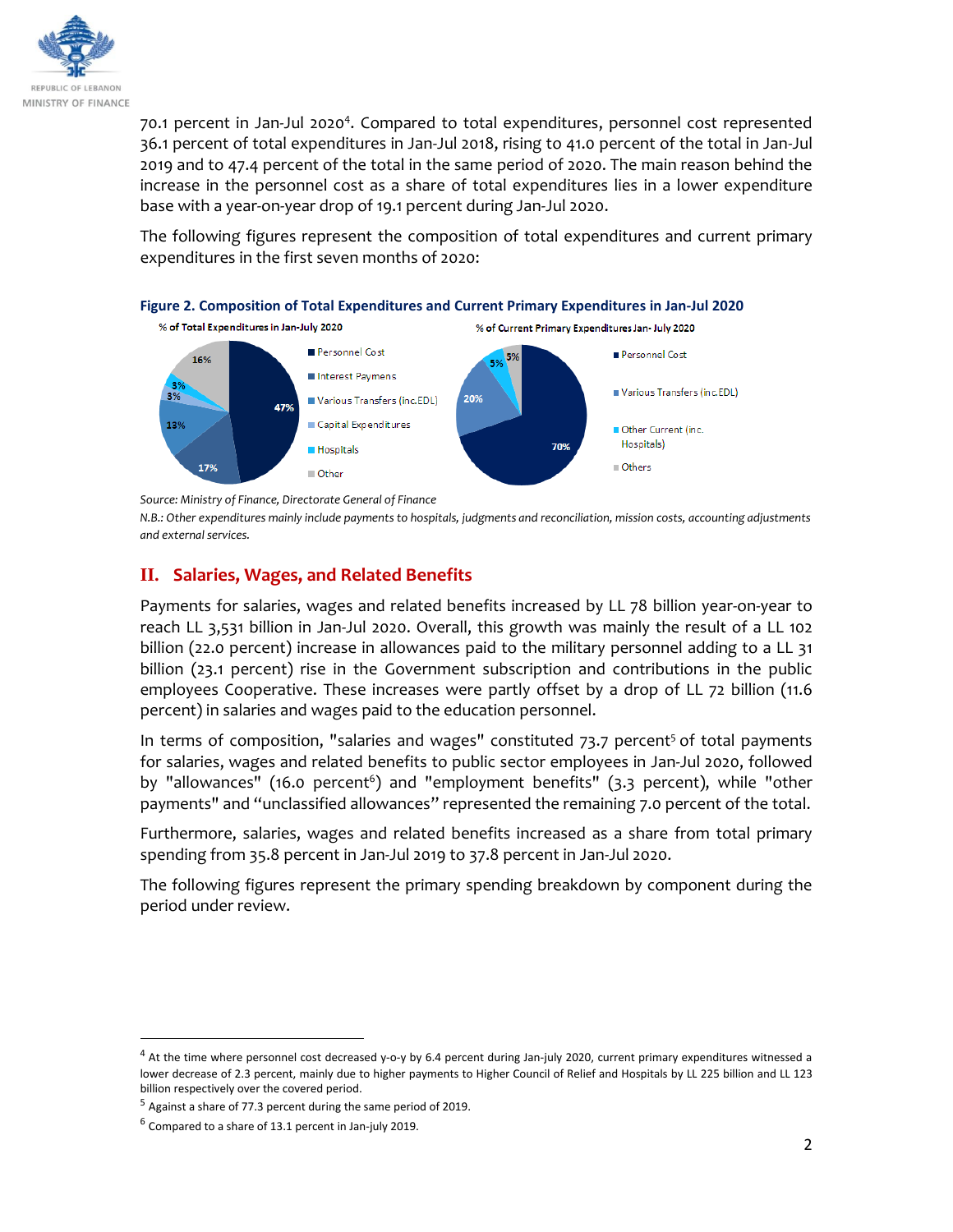70.1 percent in Jan-Jul 2020[4]. Compared to total expenditures, personnel cost represented 36.1 percent of total expenditures in Jan-Jul 2018, rising to 41.0 percent of the total in Jan-Jul 2019 and to 47.4 percent of the total in the same period of 2020. The main reason behind the increase in the personnel cost as a share of total expenditures lies in a lower expenditure base with a year-on-year drop of 19.1 percent during Jan-Jul 2020.

The following figures represent the composition of total expenditures and current primary expenditures in the first seven months of 2020:

**Figure 2. Composition of Total Expenditures and Current Primary Expenditures in Jan-Jul 2020**

% of Total Expenditures in Jan-July 2020

| Component | Share |
|---|---|
| Personnel Cost | 47% |
| Interest Paymens | 17% |
| Various Transfers (inc.EDL) | 13% |
| Capital Expenditures | 3% |
| Hospitals | 3% |
| Other | 16% |

% of Current Primary Expenditures Jan- July 2020

| Component | Share |
|---|---|
| Personnel Cost | 70% |
| Various Transfers (inc.EDL) | 20% |
| Other Current (inc. Hospitals) | 5% |
| Others | 5% |

*Source: Ministry of Finance, Directorate General of Finance*

*N.B.: Other expenditures mainly include payments to hospitals, judgments and reconciliation, mission costs, accounting adjustments and external services.*

## II. Salaries, Wages, and Related Benefits

Payments for salaries, wages and related benefits increased by LL 78 billion year-on-year to reach LL 3,531 billion in Jan-Jul 2020. Overall, this growth was mainly the result of a LL 102 billion (22.0 percent) increase in allowances paid to the military personnel adding to a LL 31 billion (23.1 percent) rise in the Government subscription and contributions in the public employees Cooperative. These increases were partly offset by a drop of LL 72 billion (11.6 percent) in salaries and wages paid to the education personnel.

In terms of composition, "salaries and wages" constituted 73.7 percent[5] of total payments for salaries, wages and related benefits to public sector employees in Jan-Jul 2020, followed by "allowances" (16.0 percent[6]) and "employment benefits" (3.3 percent), while "other payments" and “unclassified allowances” represented the remaining 7.0 percent of the total.

Furthermore, salaries, wages and related benefits increased as a share from total primary spending from 35.8 percent in Jan-Jul 2019 to 37.8 percent in Jan-Jul 2020.

The following figures represent the primary spending breakdown by component during the period under review.

---

[4] At the time where personnel cost decreased y-o-y by 6.4 percent during Jan-july 2020, current primary expenditures witnessed a lower decrease of 2.3 percent, mainly due to higher payments to Higher Council of Relief and Hospitals by LL 225 billion and LL 123 billion respectively over the covered period.

[5] Against a share of 77.3 percent during the same period of 2019.

[6] Compared to a share of 13.1 percent in Jan-july 2019.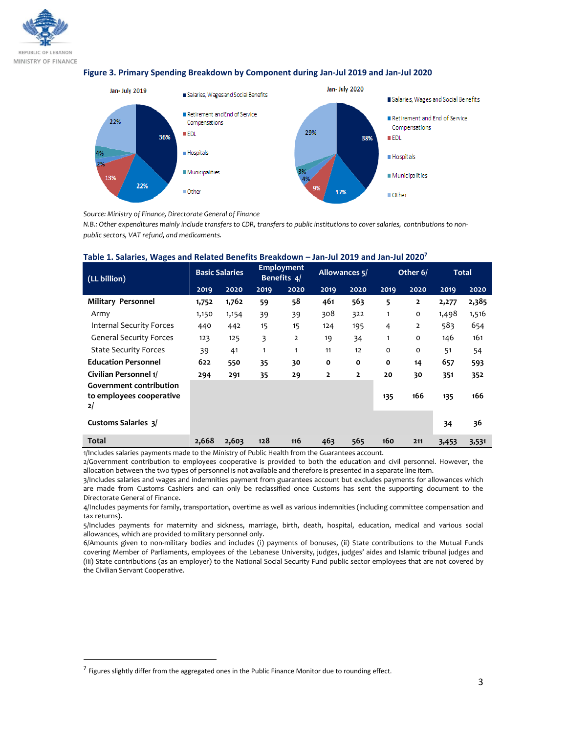**Figure 3. Primary Spending Breakdown by Component during Jan-Jul 2019 and Jan-Jul 2020**

Jan- July 2019

- Salaries, Wages and Social Benefits: 36%
- Retirement and End of Service Compensations: 22%
- EDL: 13%
- Hospitals: 2%
- Municipalities: 4%
- Other: 22%

Jan- July 2020

- Salaries, Wages and Social Benefits: 38%
- Retirement and End of Service Compensations: 17%
- EDL: 9%
- Hospitals: 4%
- Municipalities: 3%
- Other: 29%

*Source: Ministry of Finance, Directorate General of Finance*

*N.B.: Other expenditures mainly include transfers to CDR, transfers to public institutions to cover salaries, contributions to non-public sectors, VAT refund, and medicaments.*

**Table 1. Salaries, Wages and Related Benefits Breakdown – Jan-Jul 2019 and Jan-Jul 2020**[7]

| (LL billion) | Basic Salaries | | Employment Benefits 4/ | | Allowances 5/ | | Other 6/ | | Total | |
|---|---|---|---|---|---|---|---|---|---|---|
| | 2019 | 2020 | 2019 | 2020 | 2019 | 2020 | 2019 | 2020 | 2019 | 2020 |
| **Military Personnel** | **1,752** | **1,762** | **59** | **58** | **461** | **563** | **5** | **2** | **2,277** | **2,385** |
| Army | 1,150 | 1,154 | 39 | 39 | 308 | 322 | 1 | 0 | 1,498 | 1,516 |
| Internal Security Forces | 440 | 442 | 15 | 15 | 124 | 195 | 4 | 2 | 583 | 654 |
| General Security Forces | 123 | 125 | 3 | 2 | 19 | 34 | 1 | 0 | 146 | 161 |
| State Security Forces | 39 | 41 | 1 | 1 | 11 | 12 | 0 | 0 | 51 | 54 |
| **Education Personnel** | **622** | **550** | **35** | **30** | **0** | **0** | **0** | **14** | **657** | **593** |
| **Civilian Personnel 1/** | **294** | **291** | **35** | **29** | **2** | **2** | **20** | **30** | **351** | **352** |
| **Government contribution to employees cooperative 2/** | | | | | | | **135** | **166** | **135** | **166** |
| **Customs Salaries 3/** | | | | | | | | | **34** | **36** |
| **Total** | **2,668** | **2,603** | **128** | **116** | **463** | **565** | **160** | **211** | **3,453** | **3,531** |

1/Includes salaries payments made to the Ministry of Public Health from the Guarantees account.
2/Government contribution to employees cooperative is provided to both the education and civil personnel. However, the allocation between the two types of personnel is not available and therefore is presented in a separate line item.
3/Includes salaries and wages and indemnities payment from guarantees account but excludes payments for allowances which are made from Customs Cashiers and can only be reclassified once Customs has sent the supporting document to the Directorate General of Finance.
4/Includes payments for family, transportation, overtime as well as various indemnities (including committee compensation and tax returns).
5/Includes payments for maternity and sickness, marriage, birth, death, hospital, education, medical and various social allowances, which are provided to military personnel only.
6/Amounts given to non-military bodies and includes (i) payments of bonuses, (ii) State contributions to the Mutual Funds covering Member of Parliaments, employees of the Lebanese University, judges, judges' aides and Islamic tribunal judges and (iii) State contributions (as an employer) to the National Social Security Fund public sector employees that are not covered by the Civilian Servant Cooperative.

[7] Figures slightly differ from the aggregated ones in the Public Finance Monitor due to rounding effect.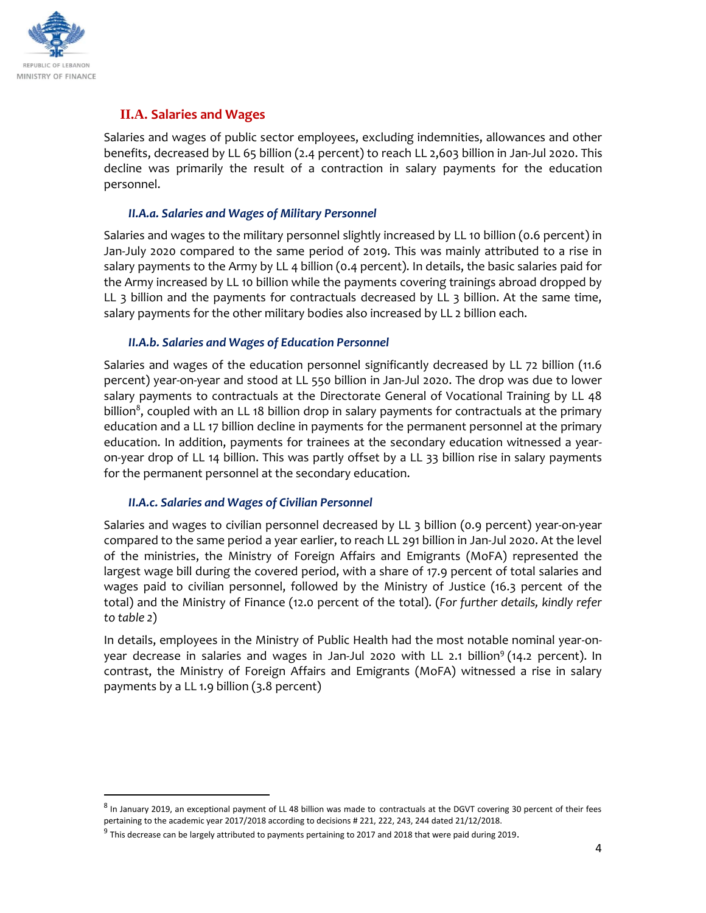## II.A. Salaries and Wages

Salaries and wages of public sector employees, excluding indemnities, allowances and other benefits, decreased by LL 65 billion (2.4 percent) to reach LL 2,603 billion in Jan-Jul 2020. This decline was primarily the result of a contraction in salary payments for the education personnel.

### *II.A.a. Salaries and Wages of Military Personnel*

Salaries and wages to the military personnel slightly increased by LL 10 billion (0.6 percent) in Jan-July 2020 compared to the same period of 2019. This was mainly attributed to a rise in salary payments to the Army by LL 4 billion (0.4 percent). In details, the basic salaries paid for the Army increased by LL 10 billion while the payments covering trainings abroad dropped by LL 3 billion and the payments for contractuals decreased by LL 3 billion. At the same time, salary payments for the other military bodies also increased by LL 2 billion each.

### *II.A.b. Salaries and Wages of Education Personnel*

Salaries and wages of the education personnel significantly decreased by LL 72 billion (11.6 percent) year-on-year and stood at LL 550 billion in Jan-Jul 2020. The drop was due to lower salary payments to contractuals at the Directorate General of Vocational Training by LL 48 billion[8], coupled with an LL 18 billion drop in salary payments for contractuals at the primary education and a LL 17 billion decline in payments for the permanent personnel at the primary education. In addition, payments for trainees at the secondary education witnessed a year-on-year drop of LL 14 billion. This was partly offset by a LL 33 billion rise in salary payments for the permanent personnel at the secondary education.

### *II.A.c. Salaries and Wages of Civilian Personnel*

Salaries and wages to civilian personnel decreased by LL 3 billion (0.9 percent) year-on-year compared to the same period a year earlier, to reach LL 291 billion in Jan-Jul 2020. At the level of the ministries, the Ministry of Foreign Affairs and Emigrants (MoFA) represented the largest wage bill during the covered period, with a share of 17.9 percent of total salaries and wages paid to civilian personnel, followed by the Ministry of Justice (16.3 percent of the total) and the Ministry of Finance (12.0 percent of the total). (*For further details, kindly refer to table 2*)

In details, employees in the Ministry of Public Health had the most notable nominal year-on-year decrease in salaries and wages in Jan-Jul 2020 with LL 2.1 billion[9] (14.2 percent). In contrast, the Ministry of Foreign Affairs and Emigrants (MoFA) witnessed a rise in salary payments by a LL 1.9 billion (3.8 percent)

---

[8] In January 2019, an exceptional payment of LL 48 billion was made to contractuals at the DGVT covering 30 percent of their fees pertaining to the academic year 2017/2018 according to decisions # 221, 222, 243, 244 dated 21/12/2018.

[9] This decrease can be largely attributed to payments pertaining to 2017 and 2018 that were paid during 2019.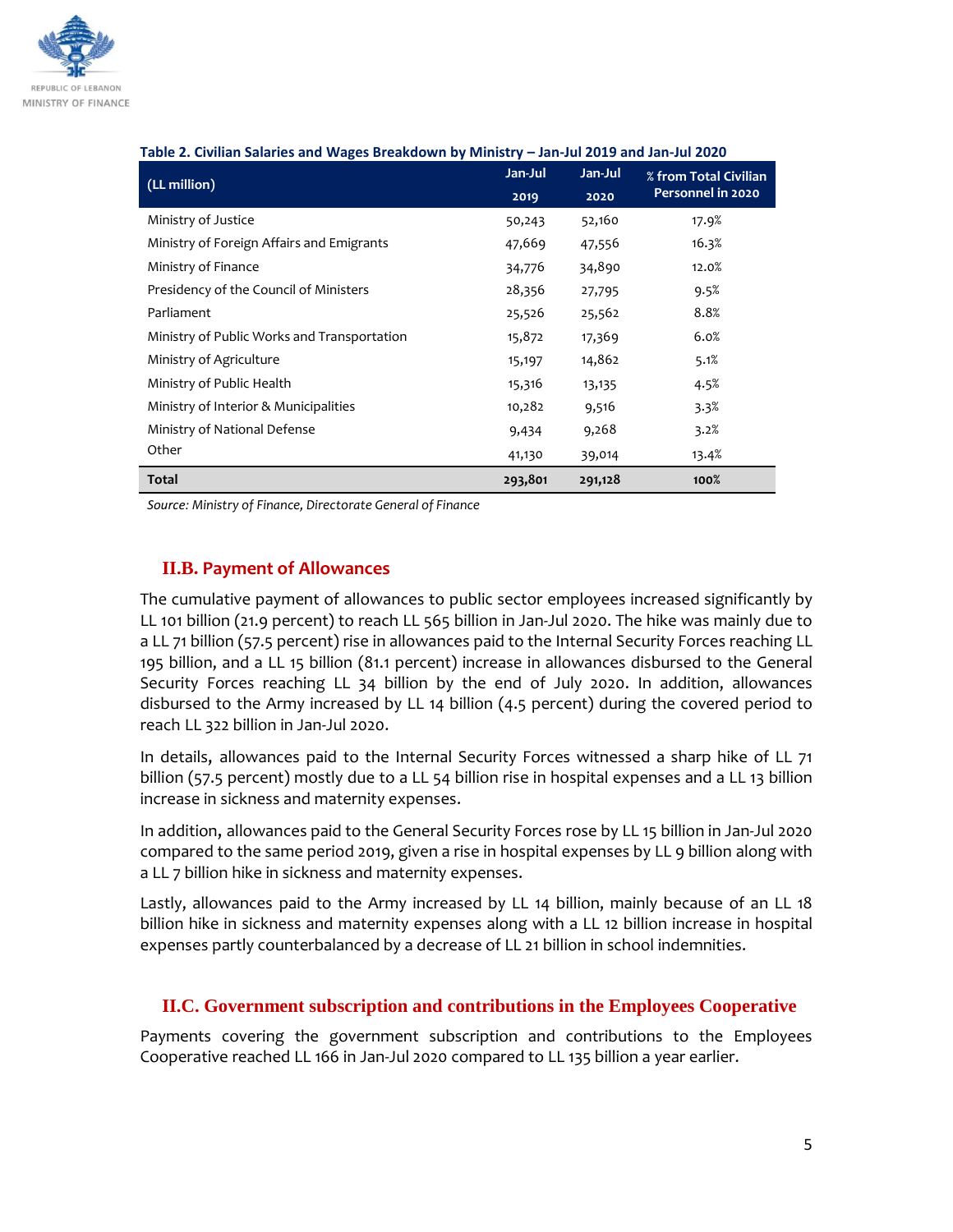**Table 2. Civilian Salaries and Wages Breakdown by Ministry – Jan-Jul 2019 and Jan-Jul 2020**

| (LL million) | Jan-Jul 2019 | Jan-Jul 2020 | % from Total Civilian Personnel in 2020 |
|---|---|---|---|
| Ministry of Justice | 50,243 | 52,160 | 17.9% |
| Ministry of Foreign Affairs and Emigrants | 47,669 | 47,556 | 16.3% |
| Ministry of Finance | 34,776 | 34,890 | 12.0% |
| Presidency of the Council of Ministers | 28,356 | 27,795 | 9.5% |
| Parliament | 25,526 | 25,562 | 8.8% |
| Ministry of Public Works and Transportation | 15,872 | 17,369 | 6.0% |
| Ministry of Agriculture | 15,197 | 14,862 | 5.1% |
| Ministry of Public Health | 15,316 | 13,135 | 4.5% |
| Ministry of Interior & Municipalities | 10,282 | 9,516 | 3.3% |
| Ministry of National Defense | 9,434 | 9,268 | 3.2% |
| Other | 41,130 | 39,014 | 13.4% |
| **Total** | **293,801** | **291,128** | **100%** |

*Source: Ministry of Finance, Directorate General of Finance*

## II.B. Payment of Allowances

The cumulative payment of allowances to public sector employees increased significantly by LL 101 billion (21.9 percent) to reach LL 565 billion in Jan-Jul 2020. The hike was mainly due to a LL 71 billion (57.5 percent) rise in allowances paid to the Internal Security Forces reaching LL 195 billion, and a LL 15 billion (81.1 percent) increase in allowances disbursed to the General Security Forces reaching LL 34 billion by the end of July 2020. In addition, allowances disbursed to the Army increased by LL 14 billion (4.5 percent) during the covered period to reach LL 322 billion in Jan-Jul 2020.

In details, allowances paid to the Internal Security Forces witnessed a sharp hike of LL 71 billion (57.5 percent) mostly due to a LL 54 billion rise in hospital expenses and a LL 13 billion increase in sickness and maternity expenses.

In addition, allowances paid to the General Security Forces rose by LL 15 billion in Jan-Jul 2020 compared to the same period 2019, given a rise in hospital expenses by LL 9 billion along with a LL 7 billion hike in sickness and maternity expenses.

Lastly, allowances paid to the Army increased by LL 14 billion, mainly because of an LL 18 billion hike in sickness and maternity expenses along with a LL 12 billion increase in hospital expenses partly counterbalanced by a decrease of LL 21 billion in school indemnities.

## II.C. Government subscription and contributions in the Employees Cooperative

Payments covering the government subscription and contributions to the Employees Cooperative reached LL 166 in Jan-Jul 2020 compared to LL 135 billion a year earlier.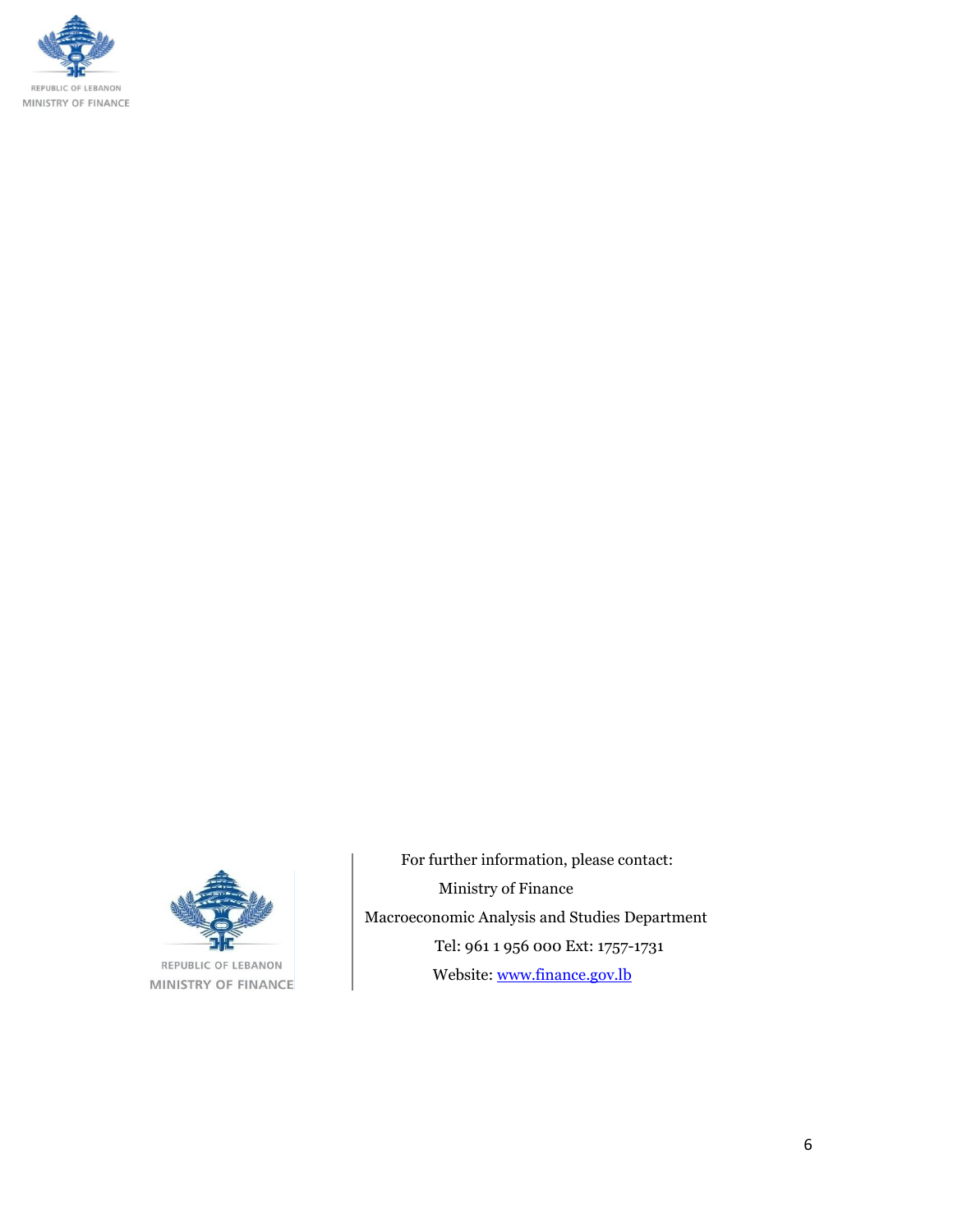REPUBLIC OF LEBANON
MINISTRY OF FINANCE

For further information, please contact:

Ministry of Finance

Macroeconomic Analysis and Studies Department

Tel: 961 1 956 000 Ext: 1757-1731

Website: [www.finance.gov.lb](http://www.finance.gov.lb)